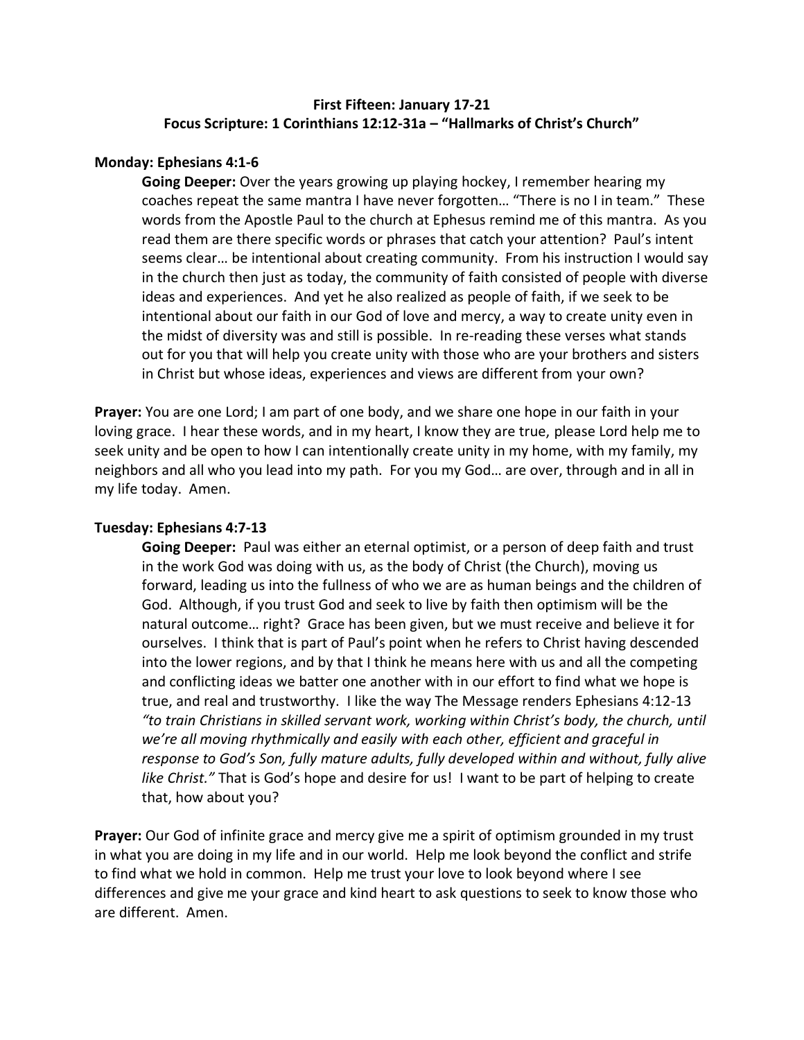**First Fifteen: January 17-21**

**Focus Scripture: 1 Corinthians 12:12-31a – "Hallmarks of Christ's Church"**

**Monday: Ephesians 4:1-6**

**Going Deeper:** Over the years growing up playing hockey, I remember hearing my coaches repeat the same mantra I have never forgotten… "There is no I in team." These words from the Apostle Paul to the church at Ephesus remind me of this mantra. As you read them are there specific words or phrases that catch your attention? Paul's intent seems clear… be intentional about creating community. From his instruction I would say in the church then just as today, the community of faith consisted of people with diverse ideas and experiences. And yet he also realized as people of faith, if we seek to be intentional about our faith in our God of love and mercy, a way to create unity even in the midst of diversity was and still is possible. In re-reading these verses what stands out for you that will help you create unity with those who are your brothers and sisters in Christ but whose ideas, experiences and views are different from your own?

**Prayer:** You are one Lord; I am part of one body, and we share one hope in our faith in your loving grace. I hear these words, and in my heart, I know they are true, please Lord help me to seek unity and be open to how I can intentionally create unity in my home, with my family, my neighbors and all who you lead into my path. For you my God… are over, through and in all in my life today. Amen.

**Tuesday: Ephesians 4:7-13**

**Going Deeper:** Paul was either an eternal optimist, or a person of deep faith and trust in the work God was doing with us, as the body of Christ (the Church), moving us forward, leading us into the fullness of who we are as human beings and the children of God. Although, if you trust God and seek to live by faith then optimism will be the natural outcome… right? Grace has been given, but we must receive and believe it for ourselves. I think that is part of Paul's point when he refers to Christ having descended into the lower regions, and by that I think he means here with us and all the competing and conflicting ideas we batter one another with in our effort to find what we hope is true, and real and trustworthy. I like the way The Message renders Ephesians 4:12-13 *"to train Christians in skilled servant work, working within Christ's body, the church, until we're all moving rhythmically and easily with each other, efficient and graceful in response to God's Son, fully mature adults, fully developed within and without, fully alive like Christ."* That is God's hope and desire for us! I want to be part of helping to create that, how about you?

**Prayer:** Our God of infinite grace and mercy give me a spirit of optimism grounded in my trust in what you are doing in my life and in our world. Help me look beyond the conflict and strife to find what we hold in common. Help me trust your love to look beyond where I see differences and give me your grace and kind heart to ask questions to seek to know those who are different. Amen.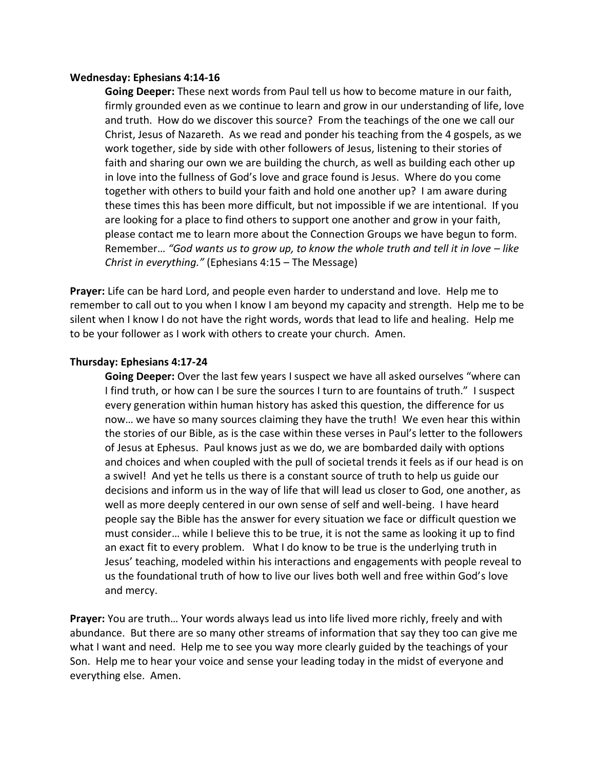**Wednesday: Ephesians 4:14-16**

**Going Deeper:** These next words from Paul tell us how to become mature in our faith, firmly grounded even as we continue to learn and grow in our understanding of life, love and truth. How do we discover this source? From the teachings of the one we call our Christ, Jesus of Nazareth. As we read and ponder his teaching from the 4 gospels, as we work together, side by side with other followers of Jesus, listening to their stories of faith and sharing our own we are building the church, as well as building each other up in love into the fullness of God's love and grace found is Jesus. Where do you come together with others to build your faith and hold one another up? I am aware during these times this has been more difficult, but not impossible if we are intentional. If you are looking for a place to find others to support one another and grow in your faith, please contact me to learn more about the Connection Groups we have begun to form. Remember… *"God wants us to grow up, to know the whole truth and tell it in love – like Christ in everything."* (Ephesians 4:15 – The Message)

**Prayer:** Life can be hard Lord, and people even harder to understand and love. Help me to remember to call out to you when I know I am beyond my capacity and strength. Help me to be silent when I know I do not have the right words, words that lead to life and healing. Help me to be your follower as I work with others to create your church. Amen.

**Thursday: Ephesians 4:17-24**

**Going Deeper:** Over the last few years I suspect we have all asked ourselves "where can I find truth, or how can I be sure the sources I turn to are fountains of truth." I suspect every generation within human history has asked this question, the difference for us now… we have so many sources claiming they have the truth! We even hear this within the stories of our Bible, as is the case within these verses in Paul's letter to the followers of Jesus at Ephesus. Paul knows just as we do, we are bombarded daily with options and choices and when coupled with the pull of societal trends it feels as if our head is on a swivel! And yet he tells us there is a constant source of truth to help us guide our decisions and inform us in the way of life that will lead us closer to God, one another, as well as more deeply centered in our own sense of self and well-being. I have heard people say the Bible has the answer for every situation we face or difficult question we must consider… while I believe this to be true, it is not the same as looking it up to find an exact fit to every problem. What I do know to be true is the underlying truth in Jesus' teaching, modeled within his interactions and engagements with people reveal to us the foundational truth of how to live our lives both well and free within God's love and mercy.

**Prayer:** You are truth… Your words always lead us into life lived more richly, freely and with abundance. But there are so many other streams of information that say they too can give me what I want and need. Help me to see you way more clearly guided by the teachings of your Son. Help me to hear your voice and sense your leading today in the midst of everyone and everything else. Amen.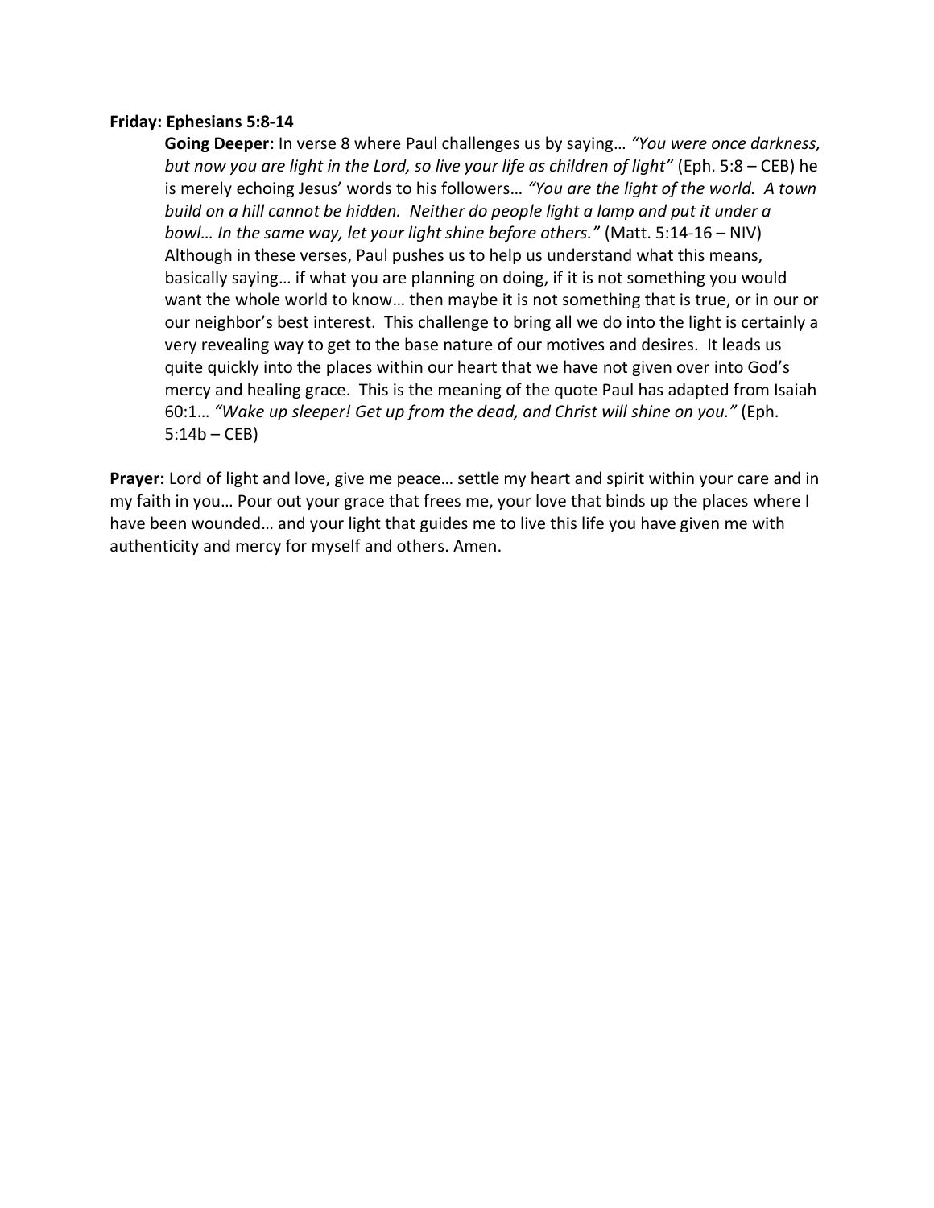**Friday: Ephesians 5:8-14**

**Going Deeper:** In verse 8 where Paul challenges us by saying… *"You were once darkness, but now you are light in the Lord, so live your life as children of light"* (Eph. 5:8 – CEB) he is merely echoing Jesus' words to his followers… *"You are the light of the world. A town build on a hill cannot be hidden. Neither do people light a lamp and put it under a bowl… In the same way, let your light shine before others."* (Matt. 5:14-16 – NIV) Although in these verses, Paul pushes us to help us understand what this means, basically saying… if what you are planning on doing, if it is not something you would want the whole world to know… then maybe it is not something that is true, or in our or our neighbor's best interest. This challenge to bring all we do into the light is certainly a very revealing way to get to the base nature of our motives and desires. It leads us quite quickly into the places within our heart that we have not given over into God's mercy and healing grace. This is the meaning of the quote Paul has adapted from Isaiah 60:1… *"Wake up sleeper! Get up from the dead, and Christ will shine on you."* (Eph. 5:14b – CEB)

**Prayer:** Lord of light and love, give me peace… settle my heart and spirit within your care and in my faith in you… Pour out your grace that frees me, your love that binds up the places where I have been wounded… and your light that guides me to live this life you have given me with authenticity and mercy for myself and others. Amen.